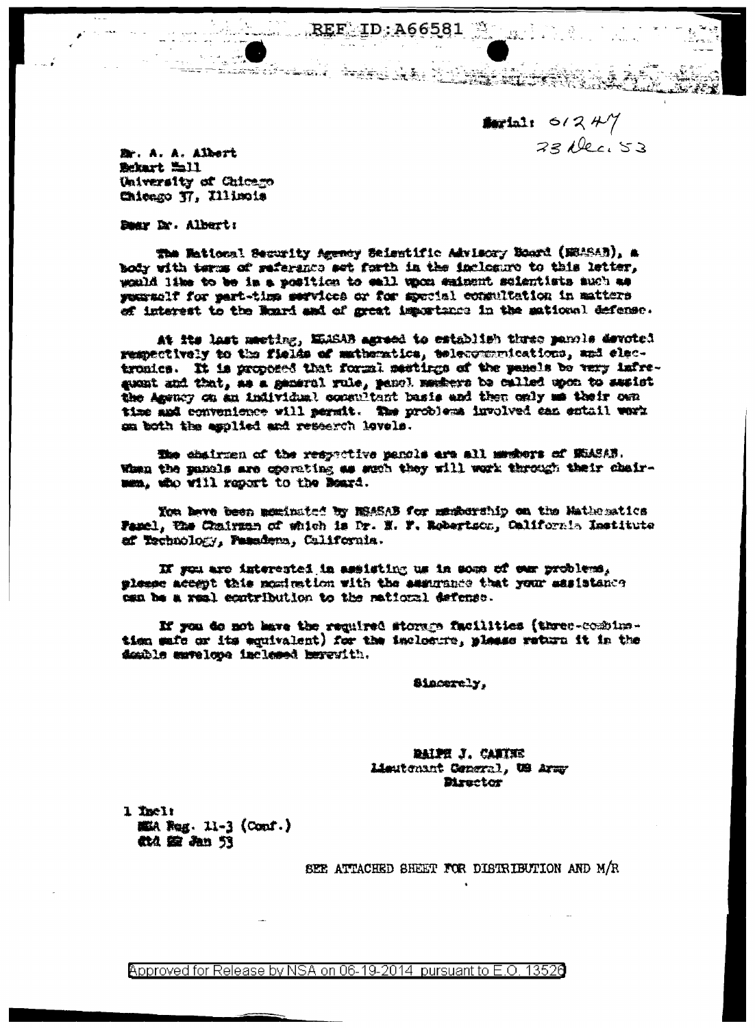REF ID:A66581

Serial: 01247
23 Dec. 53

Mr. A. A. Albert
Eckart Hall
University of Chicago
Chicago 37, Illinois

Dear Dr. Albert:

The National Security Agency Scientific Advisory Board (NSASAB), a body with terms of reference set forth in the inclosure to this letter, would like to be in a position to call upon eminent scientists such as yourself for part-time services or for special consultation in matters of interest to the Board and of great importance in the national defense.

At its last meeting, NSASAB agreed to establish three panels devoted respectively to the fields of mathematics, telecommunications, and electronics. It is proposed that formal meetings of the panels be very infrequent and that, as a general rule, panel members be called upon to assist the Agency on an individual consultant basis and then only as their own time and convenience will permit. The problems involved can entail work on both the applied and research levels.

The chairmen of the respective panels are all members of NSASAB. When the panels are operating as such they will work through their chairmen, who will report to the Board.

You have been nominated by NSASAB for membership on the Mathematics Panel, the Chairman of which is Dr. H. P. Robertson, California Institute of Technology, Pasadena, California.

If you are interested in assisting us in some of our problems, please accept this nomination with the assurance that your assistance can be a real contribution to the national defense.

If you do not have the required storage facilities (three-combination safe or its equivalent) for the inclosure, please return it in the double envelope inclosed herewith.

Sincerely,

RALPH J. CANINE
Lieutenant General, US Army
Director

1 Incl:
NSA Reg. 11-3 (Conf.)
dtd 22 Jan 53

SEE ATTACHED SHEET FOR DISTRIBUTION AND M/R

Approved for Release by NSA on 06-19-2014 pursuant to E.O. 13526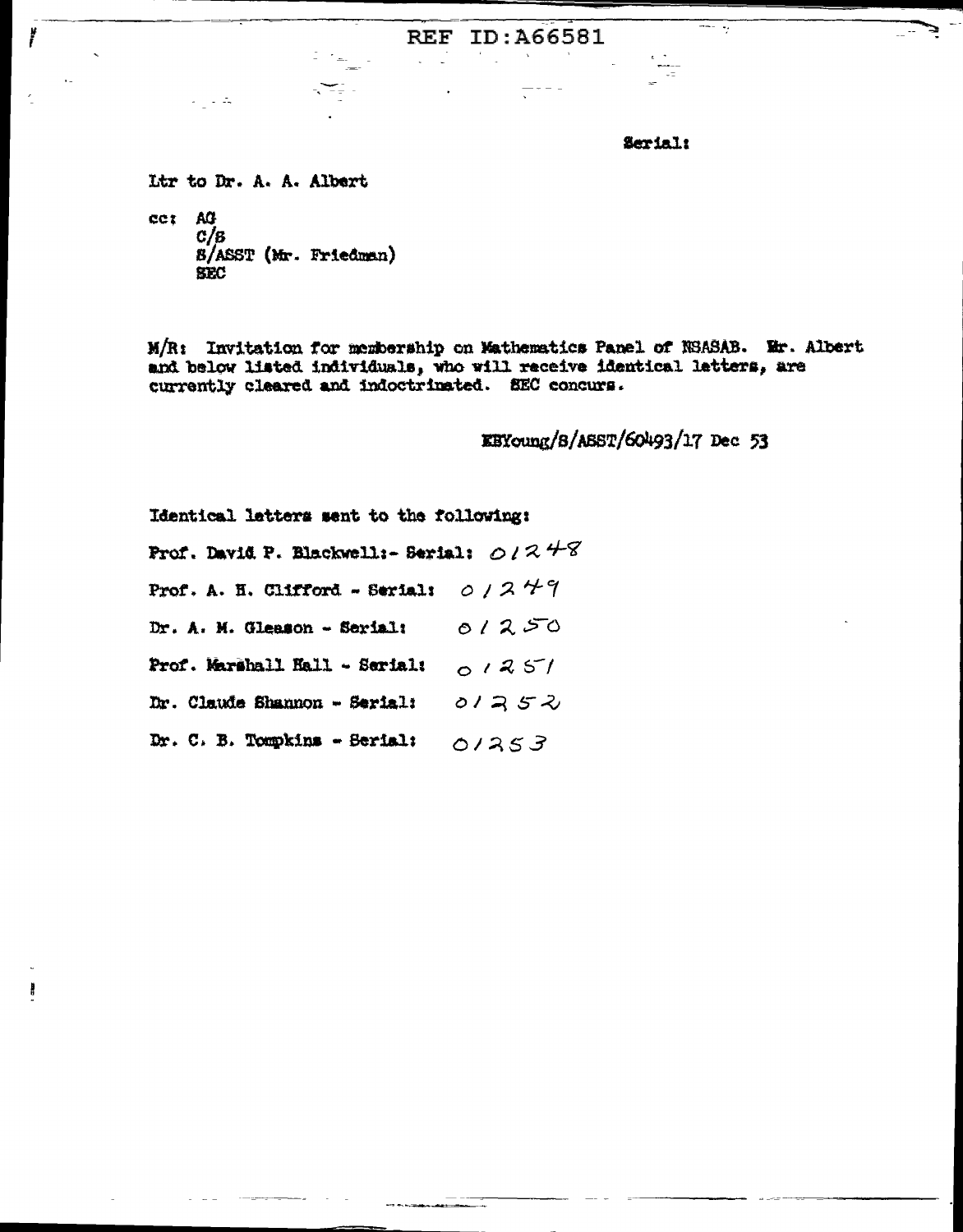REF ID:A66581

Serial:

Ltr to Dr. A. A. Albert

cc: AG
C/S
S/ASST (Mr. Friedman)
SEC

M/R: Invitation for membership on Mathematics Panel of NSASAB. Mr. Albert and below listed individuals, who will receive identical letters, are currently cleared and indoctrinated. SEC concurs.

EBYoung/S/ASST/60493/17 Dec 53

Identical letters sent to the following:

Prof. David P. Blackwell:- Serial: 01248

Prof. A. H. Clifford - Serial: 01249

Dr. A. M. Gleason - Serial: 01250

Prof. Marshall Hall - Serial: 01251

Dr. Claude Shannon - Serial: 01252

Dr. C. B. Tompkins - Serial: 01253